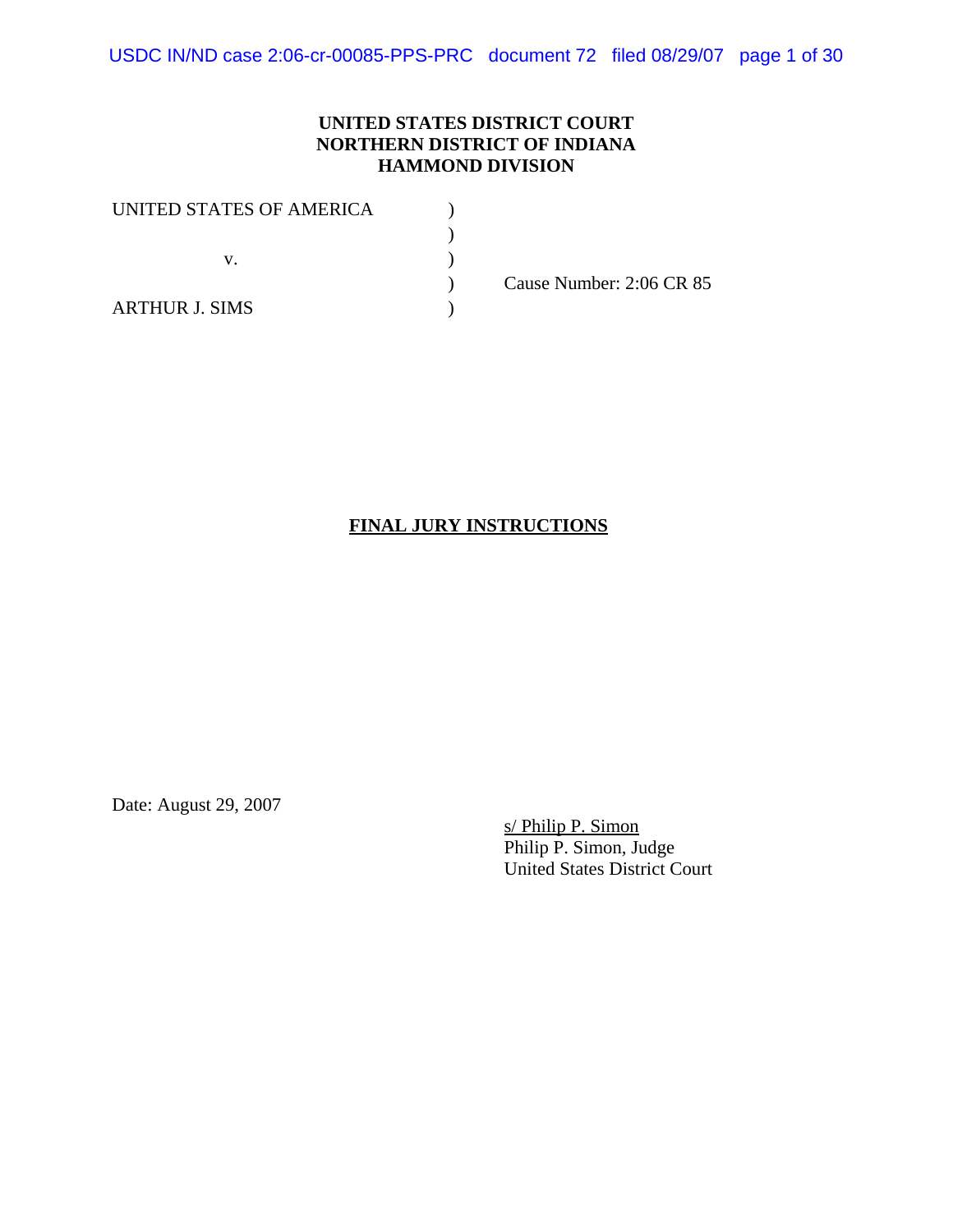**UNITED STATES DISTRICT COURT**
**NORTHERN DISTRICT OF INDIANA**
**HAMMOND DIVISION**

UNITED STATES OF AMERICA )
)
v. )
) Cause Number: 2:06 CR 85
ARTHUR J. SIMS )

**FINAL JURY INSTRUCTIONS**

Date: August 29, 2007

s/ Philip P. Simon
Philip P. Simon, Judge
United States District Court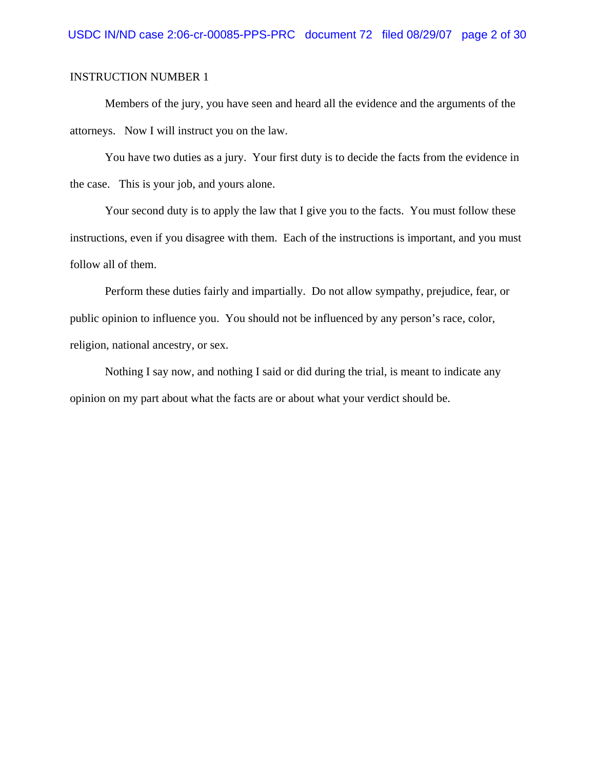INSTRUCTION NUMBER 1

Members of the jury, you have seen and heard all the evidence and the arguments of the attorneys. Now I will instruct you on the law.

You have two duties as a jury. Your first duty is to decide the facts from the evidence in the case. This is your job, and yours alone.

Your second duty is to apply the law that I give you to the facts. You must follow these instructions, even if you disagree with them. Each of the instructions is important, and you must follow all of them.

Perform these duties fairly and impartially. Do not allow sympathy, prejudice, fear, or public opinion to influence you. You should not be influenced by any person's race, color, religion, national ancestry, or sex.

Nothing I say now, and nothing I said or did during the trial, is meant to indicate any opinion on my part about what the facts are or about what your verdict should be.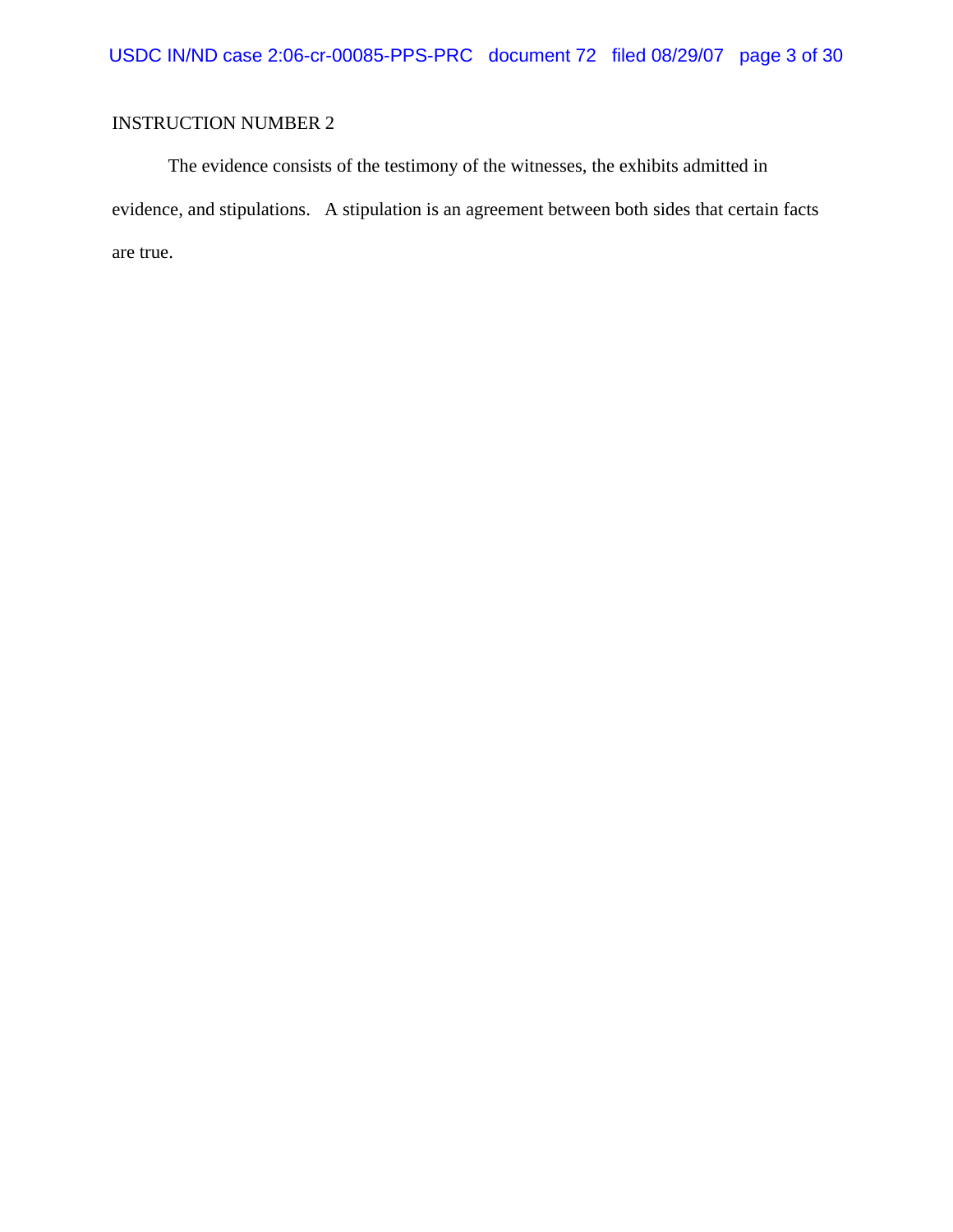INSTRUCTION NUMBER 2

The evidence consists of the testimony of the witnesses, the exhibits admitted in evidence, and stipulations. A stipulation is an agreement between both sides that certain facts are true.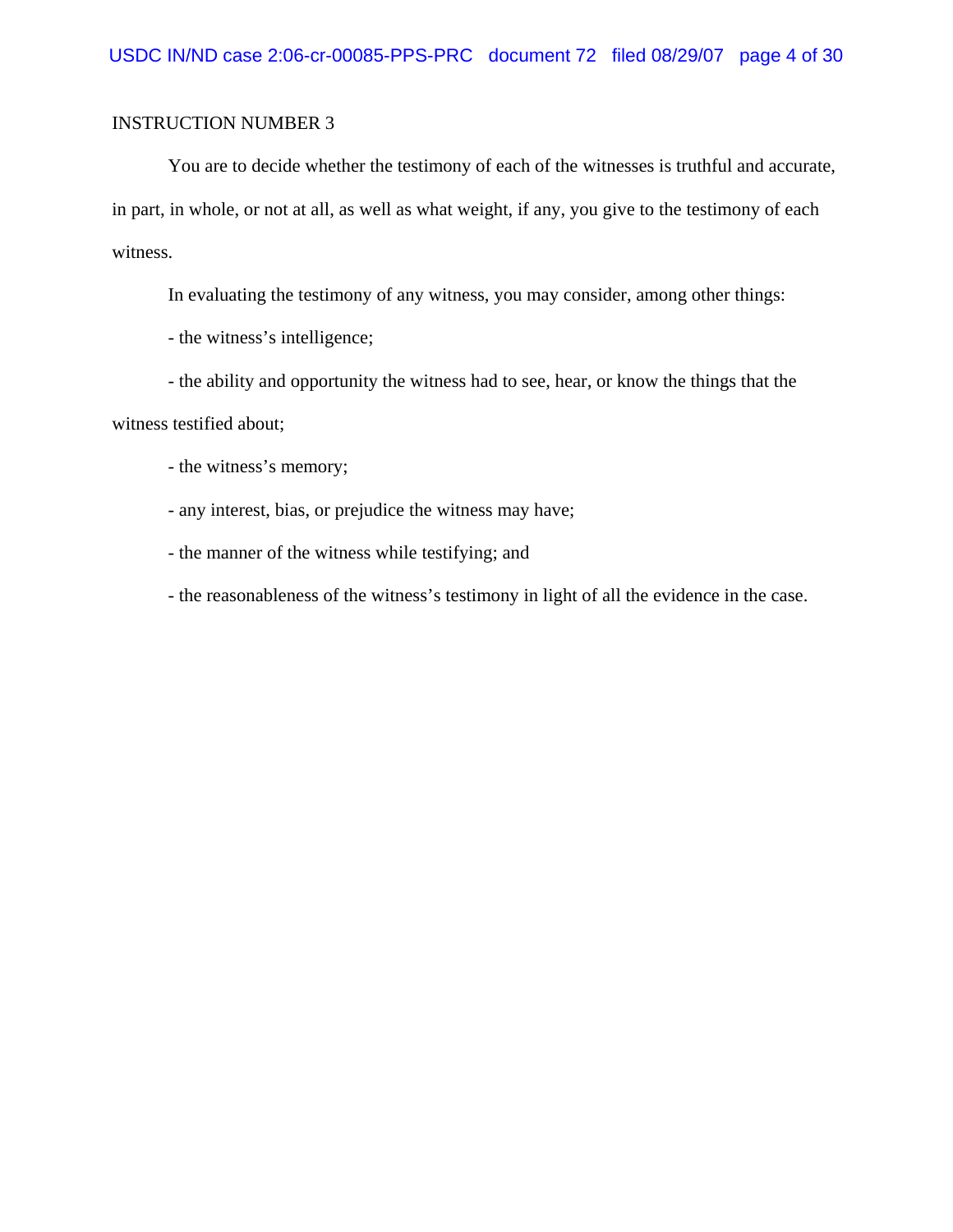INSTRUCTION NUMBER 3

You are to decide whether the testimony of each of the witnesses is truthful and accurate, in part, in whole, or not at all, as well as what weight, if any, you give to the testimony of each witness.

In evaluating the testimony of any witness, you may consider, among other things:

- the witness's intelligence;

- the ability and opportunity the witness had to see, hear, or know the things that the witness testified about;

- the witness's memory;

- any interest, bias, or prejudice the witness may have;

- the manner of the witness while testifying; and

- the reasonableness of the witness's testimony in light of all the evidence in the case.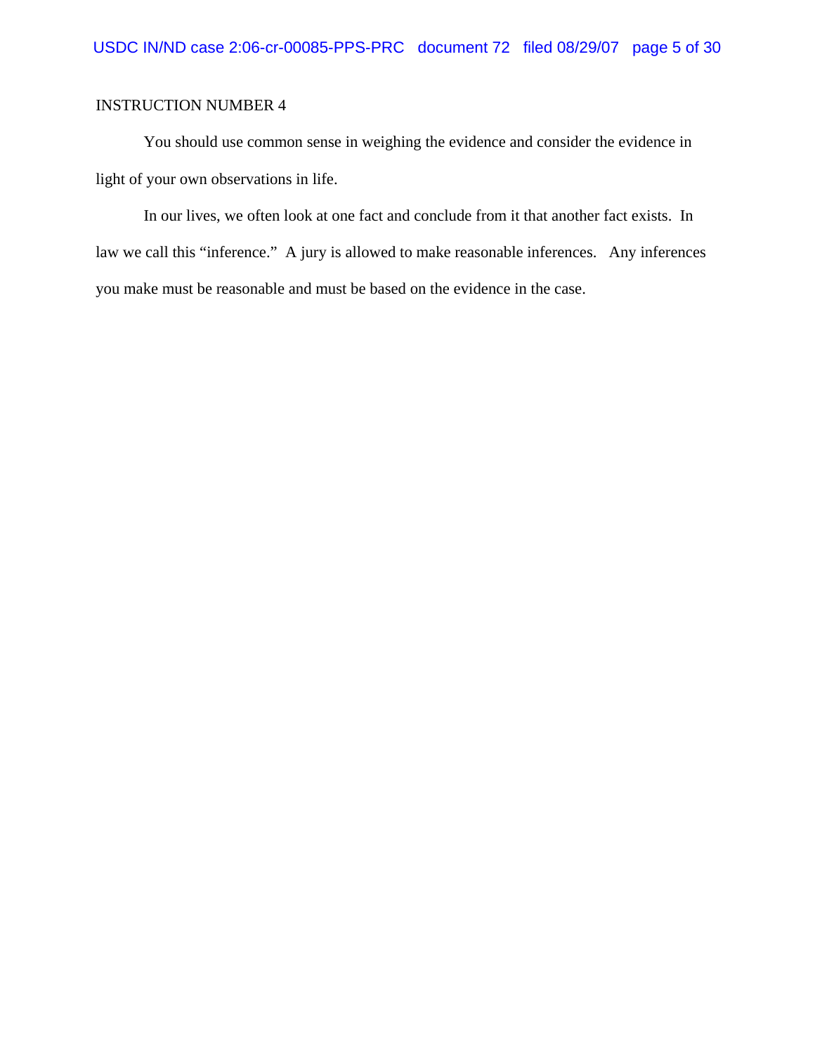INSTRUCTION NUMBER 4

You should use common sense in weighing the evidence and consider the evidence in light of your own observations in life.

In our lives, we often look at one fact and conclude from it that another fact exists. In law we call this "inference." A jury is allowed to make reasonable inferences. Any inferences you make must be reasonable and must be based on the evidence in the case.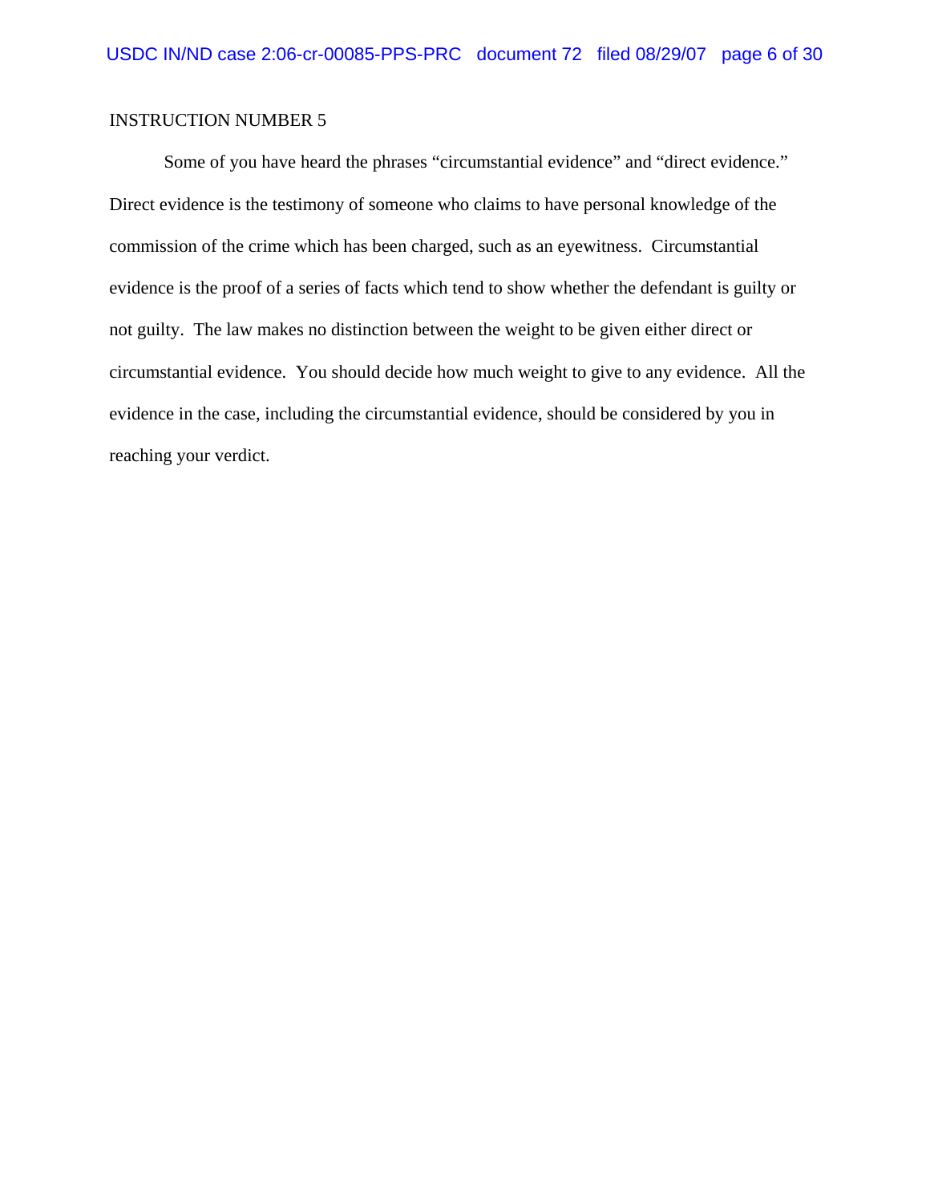INSTRUCTION NUMBER 5

Some of you have heard the phrases "circumstantial evidence" and "direct evidence." Direct evidence is the testimony of someone who claims to have personal knowledge of the commission of the crime which has been charged, such as an eyewitness. Circumstantial evidence is the proof of a series of facts which tend to show whether the defendant is guilty or not guilty. The law makes no distinction between the weight to be given either direct or circumstantial evidence. You should decide how much weight to give to any evidence. All the evidence in the case, including the circumstantial evidence, should be considered by you in reaching your verdict.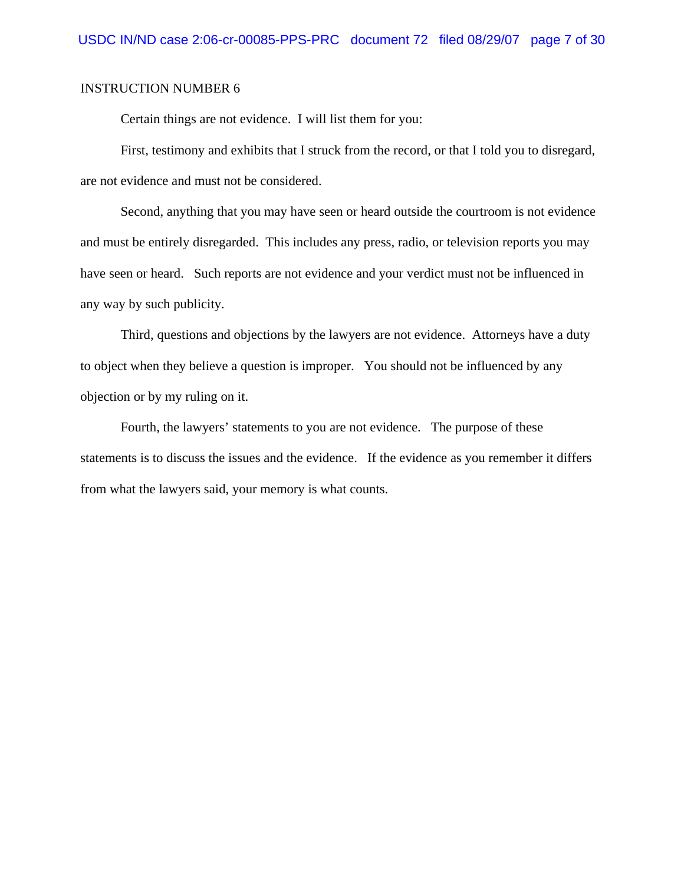INSTRUCTION NUMBER 6

Certain things are not evidence. I will list them for you:

First, testimony and exhibits that I struck from the record, or that I told you to disregard, are not evidence and must not be considered.

Second, anything that you may have seen or heard outside the courtroom is not evidence and must be entirely disregarded. This includes any press, radio, or television reports you may have seen or heard. Such reports are not evidence and your verdict must not be influenced in any way by such publicity.

Third, questions and objections by the lawyers are not evidence. Attorneys have a duty to object when they believe a question is improper. You should not be influenced by any objection or by my ruling on it.

Fourth, the lawyers' statements to you are not evidence. The purpose of these statements is to discuss the issues and the evidence. If the evidence as you remember it differs from what the lawyers said, your memory is what counts.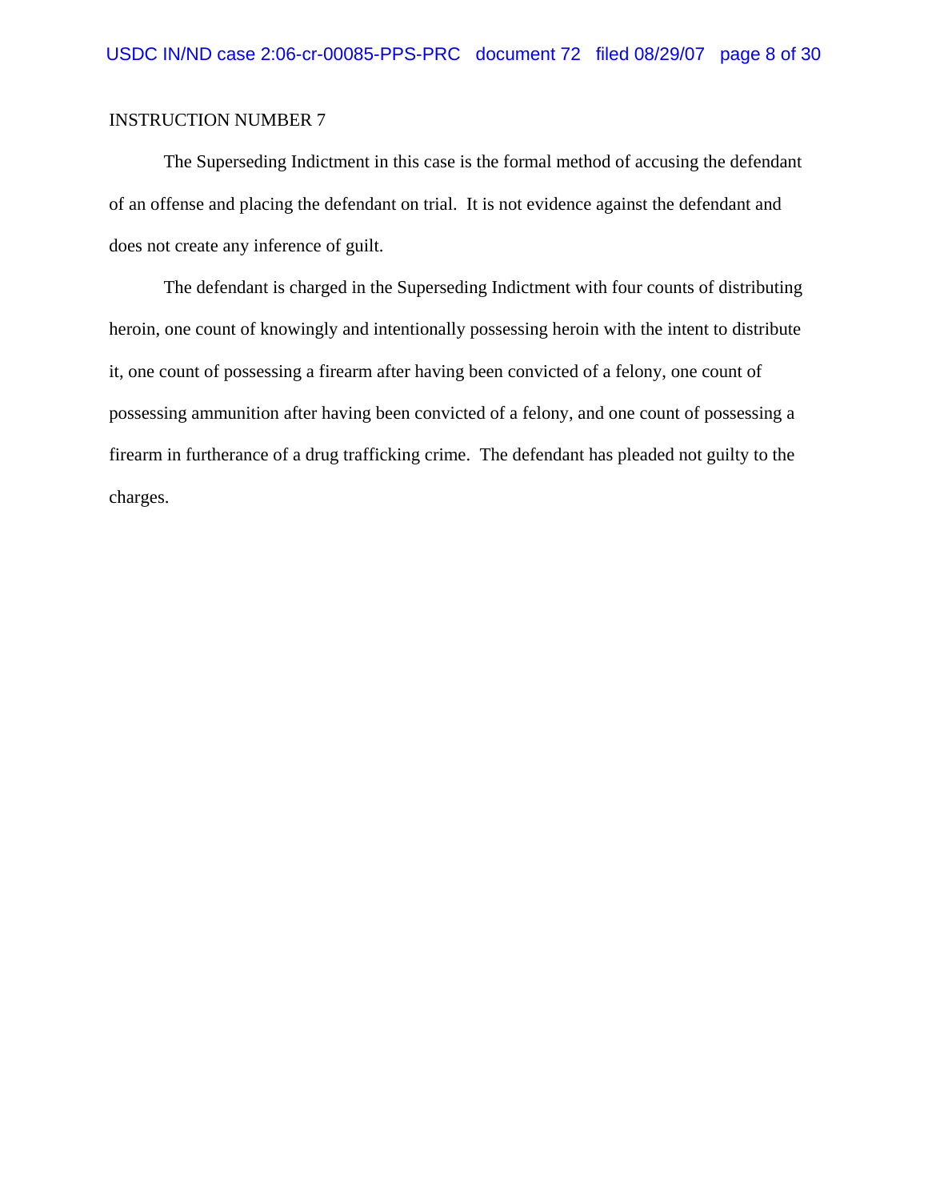INSTRUCTION NUMBER 7

The Superseding Indictment in this case is the formal method of accusing the defendant of an offense and placing the defendant on trial. It is not evidence against the defendant and does not create any inference of guilt.

The defendant is charged in the Superseding Indictment with four counts of distributing heroin, one count of knowingly and intentionally possessing heroin with the intent to distribute it, one count of possessing a firearm after having been convicted of a felony, one count of possessing ammunition after having been convicted of a felony, and one count of possessing a firearm in furtherance of a drug trafficking crime. The defendant has pleaded not guilty to the charges.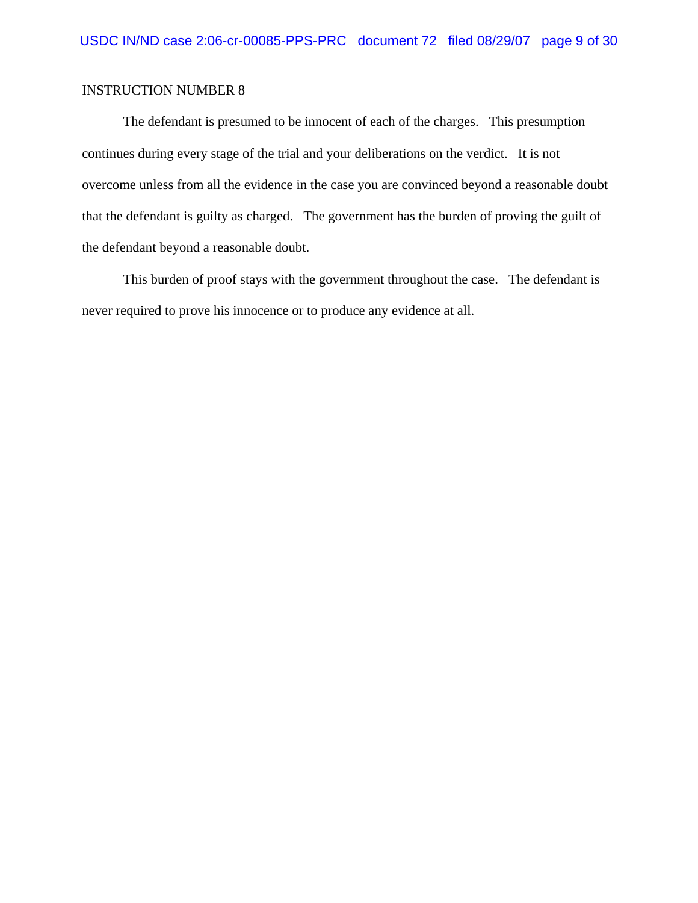INSTRUCTION NUMBER 8

The defendant is presumed to be innocent of each of the charges. This presumption continues during every stage of the trial and your deliberations on the verdict. It is not overcome unless from all the evidence in the case you are convinced beyond a reasonable doubt that the defendant is guilty as charged. The government has the burden of proving the guilt of the defendant beyond a reasonable doubt.

This burden of proof stays with the government throughout the case. The defendant is never required to prove his innocence or to produce any evidence at all.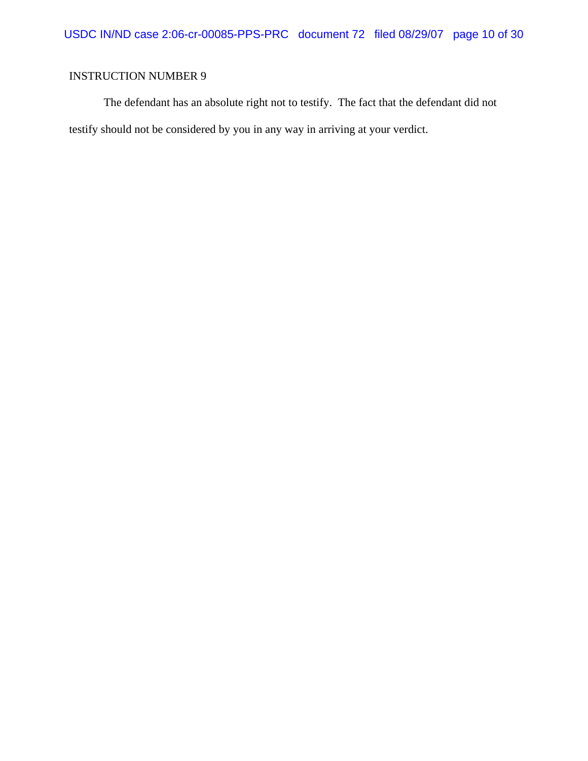INSTRUCTION NUMBER 9

The defendant has an absolute right not to testify. The fact that the defendant did not testify should not be considered by you in any way in arriving at your verdict.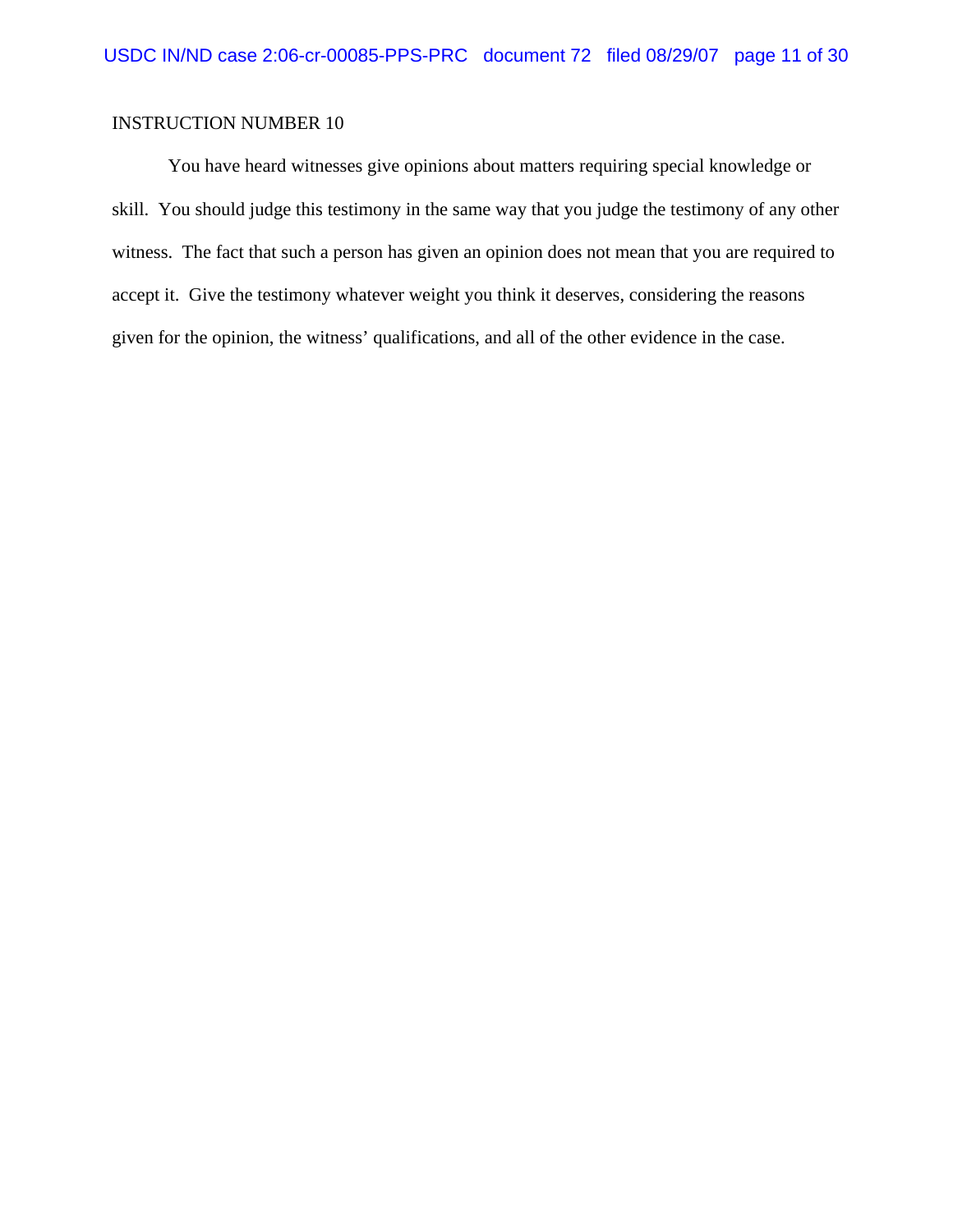INSTRUCTION NUMBER 10

You have heard witnesses give opinions about matters requiring special knowledge or skill. You should judge this testimony in the same way that you judge the testimony of any other witness. The fact that such a person has given an opinion does not mean that you are required to accept it. Give the testimony whatever weight you think it deserves, considering the reasons given for the opinion, the witness' qualifications, and all of the other evidence in the case.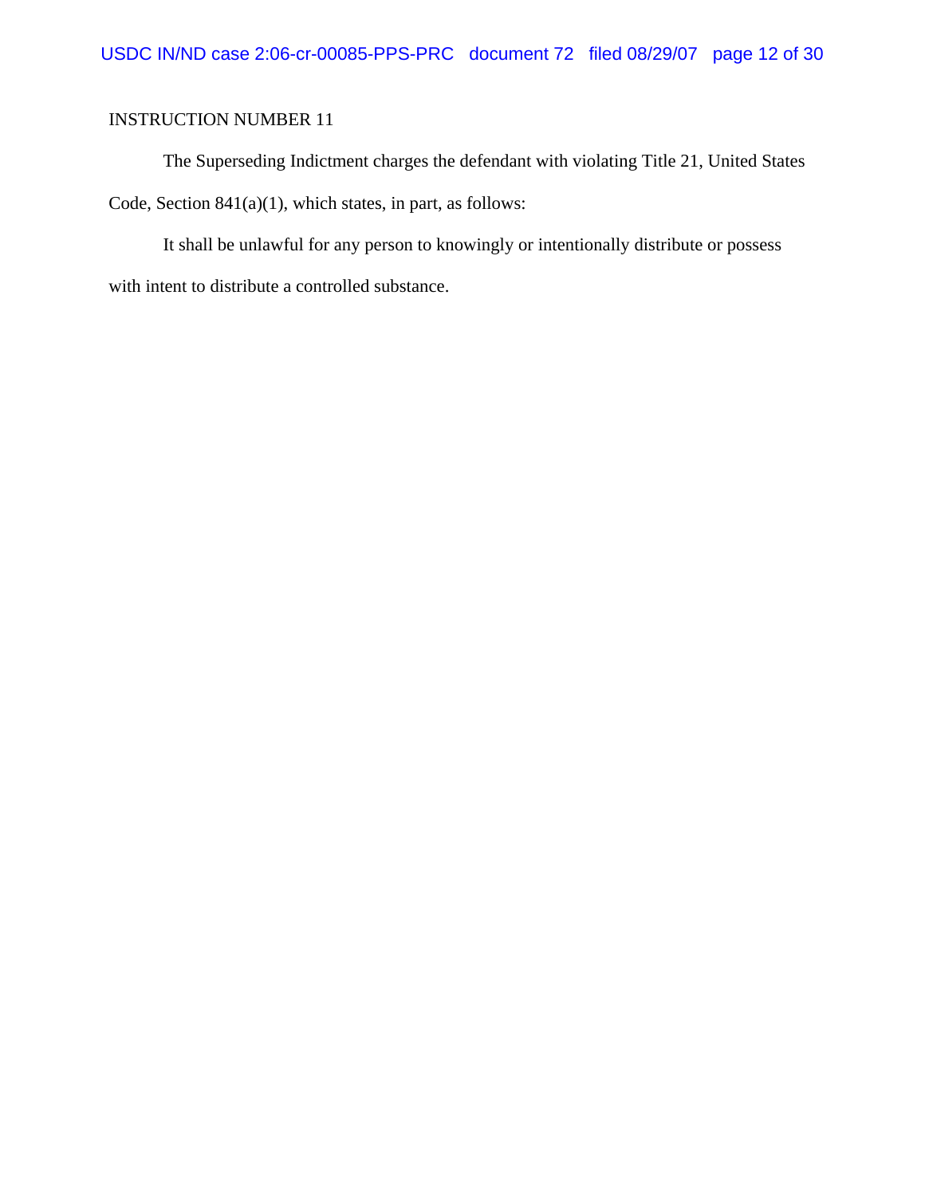INSTRUCTION NUMBER 11

The Superseding Indictment charges the defendant with violating Title 21, United States Code, Section 841(a)(1), which states, in part, as follows:

It shall be unlawful for any person to knowingly or intentionally distribute or possess with intent to distribute a controlled substance.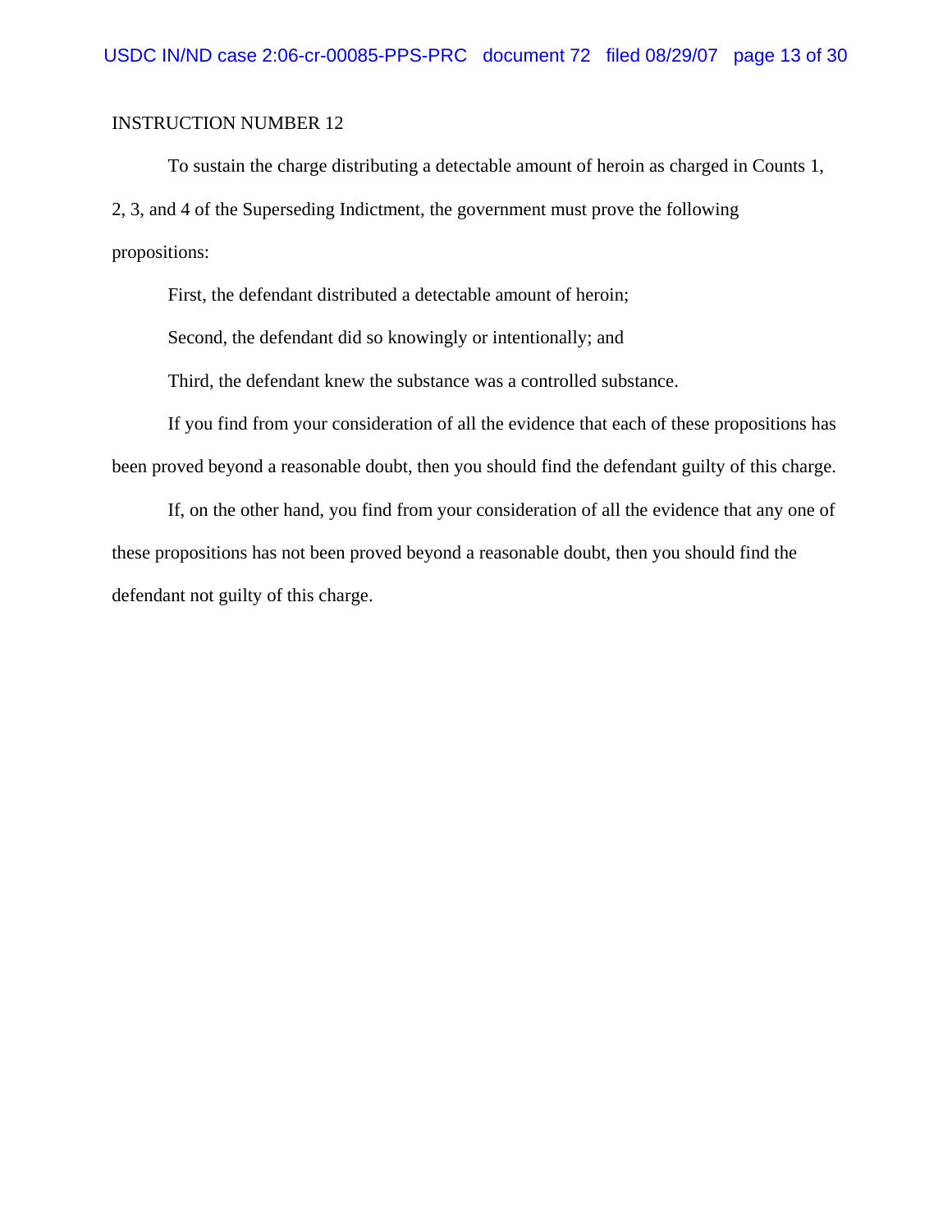INSTRUCTION NUMBER 12

To sustain the charge distributing a detectable amount of heroin as charged in Counts 1, 2, 3, and 4 of the Superseding Indictment, the government must prove the following propositions:

First, the defendant distributed a detectable amount of heroin;

Second, the defendant did so knowingly or intentionally; and

Third, the defendant knew the substance was a controlled substance.

If you find from your consideration of all the evidence that each of these propositions has been proved beyond a reasonable doubt, then you should find the defendant guilty of this charge.

If, on the other hand, you find from your consideration of all the evidence that any one of these propositions has not been proved beyond a reasonable doubt, then you should find the defendant not guilty of this charge.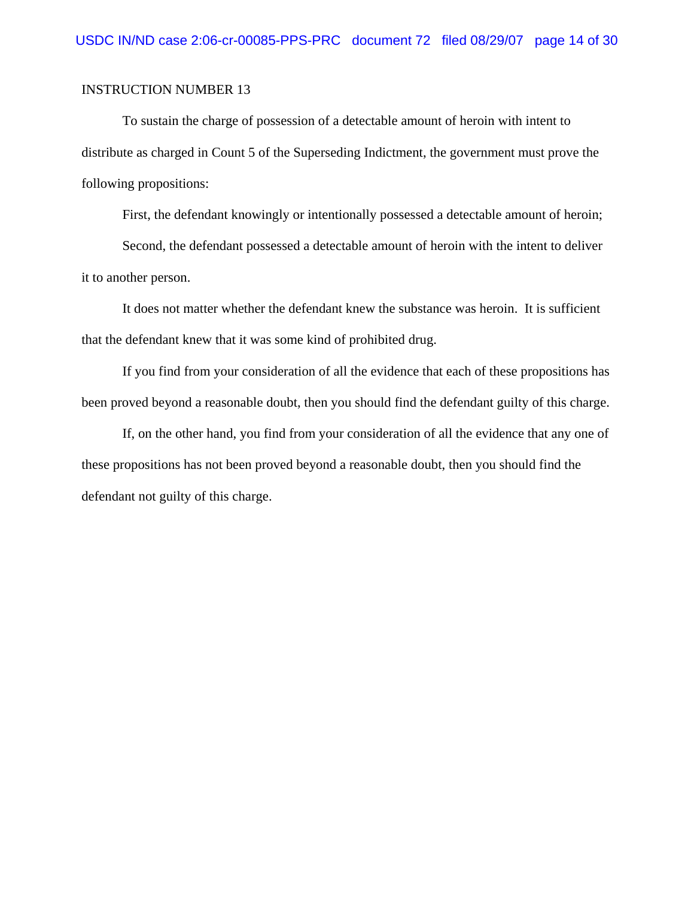INSTRUCTION NUMBER 13

To sustain the charge of possession of a detectable amount of heroin with intent to distribute as charged in Count 5 of the Superseding Indictment, the government must prove the following propositions:

First, the defendant knowingly or intentionally possessed a detectable amount of heroin;

Second, the defendant possessed a detectable amount of heroin with the intent to deliver it to another person.

It does not matter whether the defendant knew the substance was heroin. It is sufficient that the defendant knew that it was some kind of prohibited drug.

If you find from your consideration of all the evidence that each of these propositions has been proved beyond a reasonable doubt, then you should find the defendant guilty of this charge.

If, on the other hand, you find from your consideration of all the evidence that any one of these propositions has not been proved beyond a reasonable doubt, then you should find the defendant not guilty of this charge.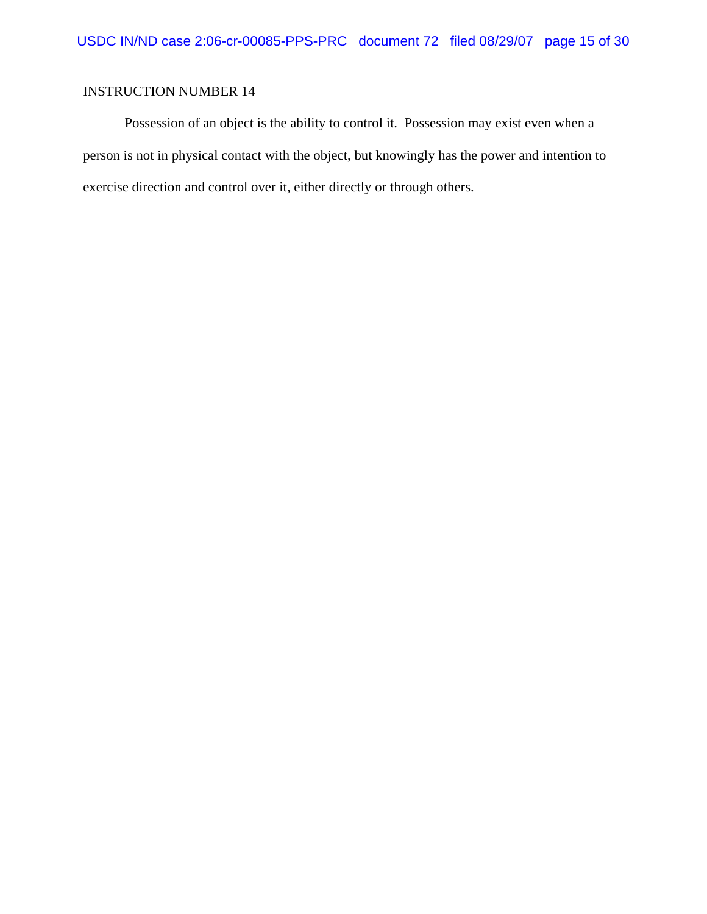INSTRUCTION NUMBER 14

Possession of an object is the ability to control it. Possession may exist even when a person is not in physical contact with the object, but knowingly has the power and intention to exercise direction and control over it, either directly or through others.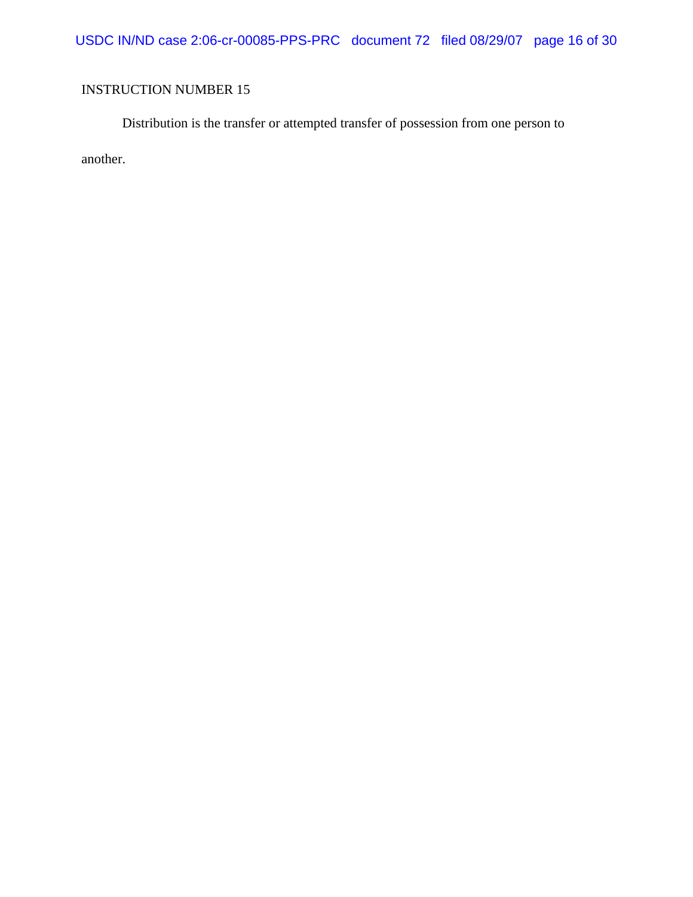INSTRUCTION NUMBER 15

Distribution is the transfer or attempted transfer of possession from one person to another.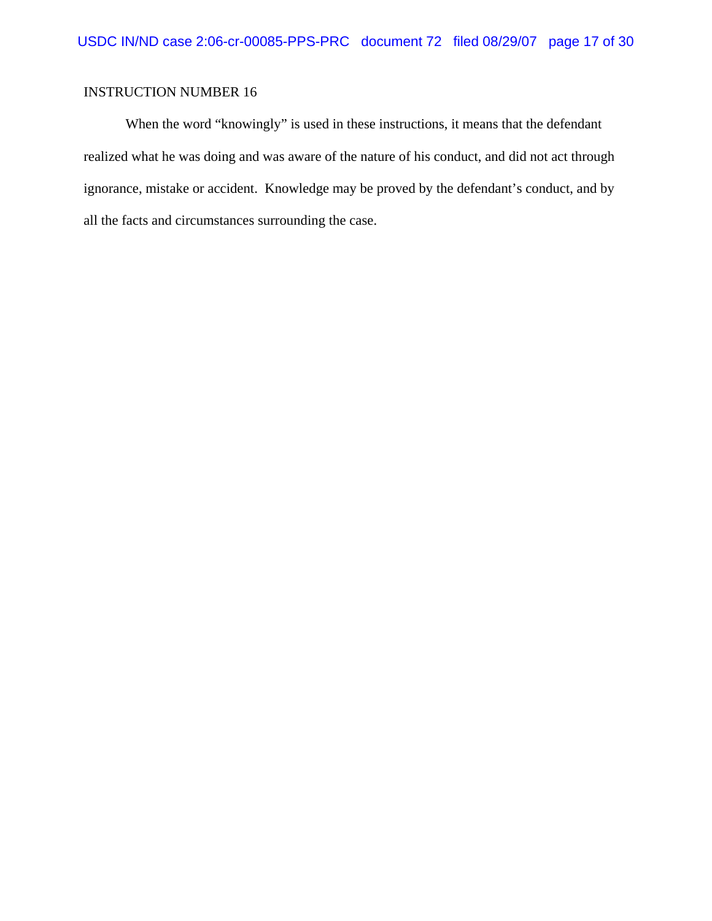INSTRUCTION NUMBER 16

When the word "knowingly" is used in these instructions, it means that the defendant realized what he was doing and was aware of the nature of his conduct, and did not act through ignorance, mistake or accident. Knowledge may be proved by the defendant's conduct, and by all the facts and circumstances surrounding the case.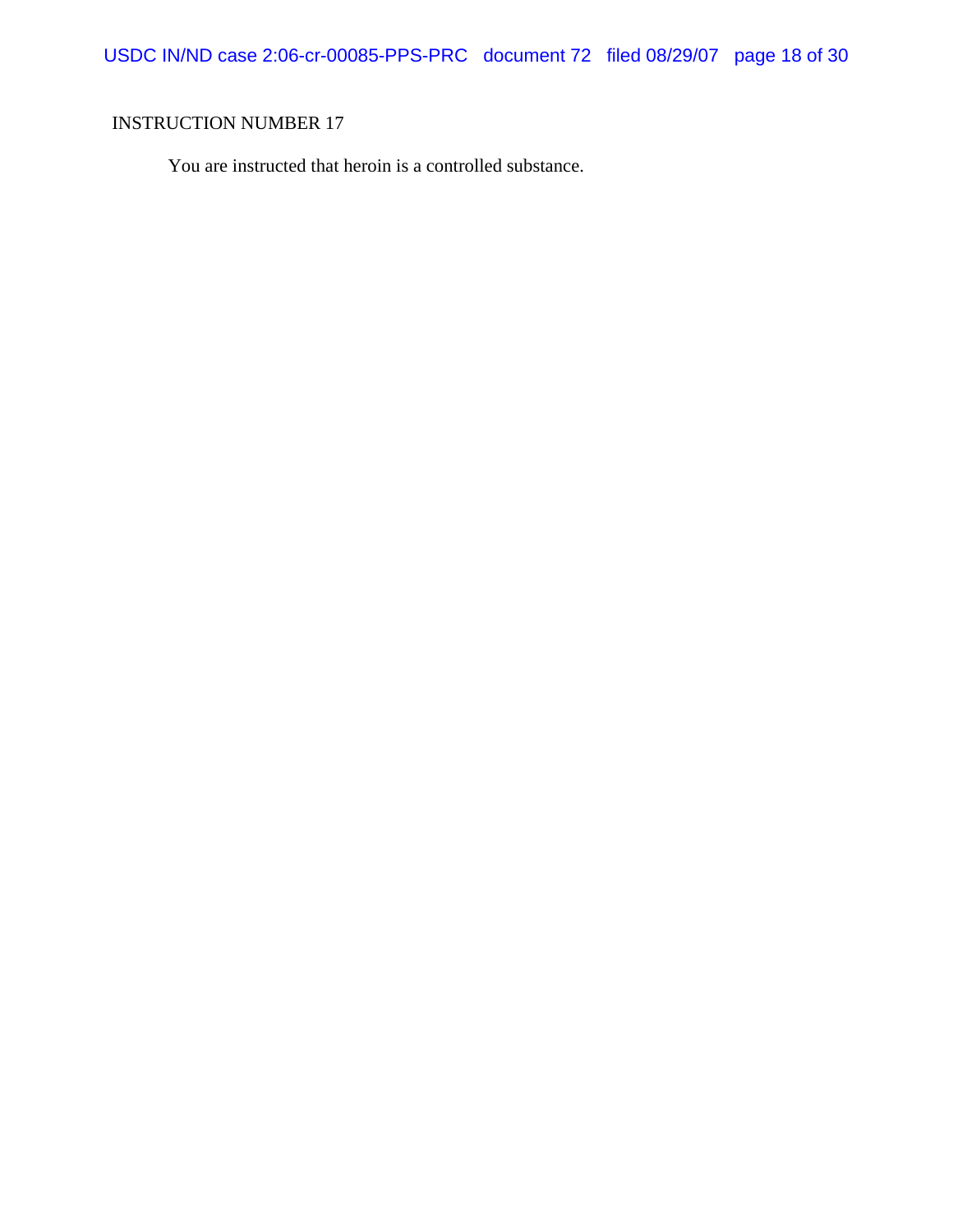INSTRUCTION NUMBER 17

You are instructed that heroin is a controlled substance.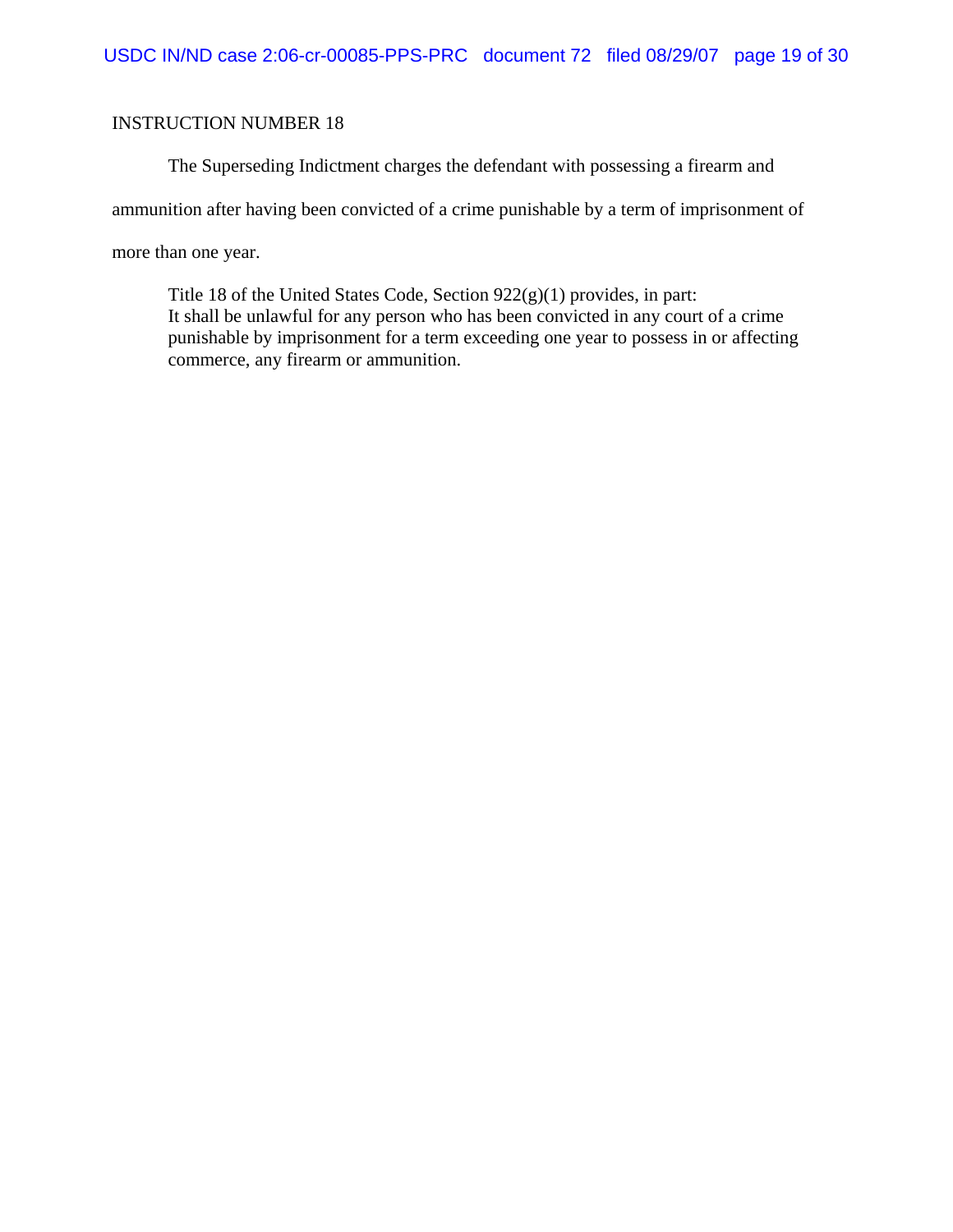INSTRUCTION NUMBER 18

The Superseding Indictment charges the defendant with possessing a firearm and ammunition after having been convicted of a crime punishable by a term of imprisonment of more than one year.

> Title 18 of the United States Code, Section 922(g)(1) provides, in part:
> It shall be unlawful for any person who has been convicted in any court of a crime punishable by imprisonment for a term exceeding one year to possess in or affecting commerce, any firearm or ammunition.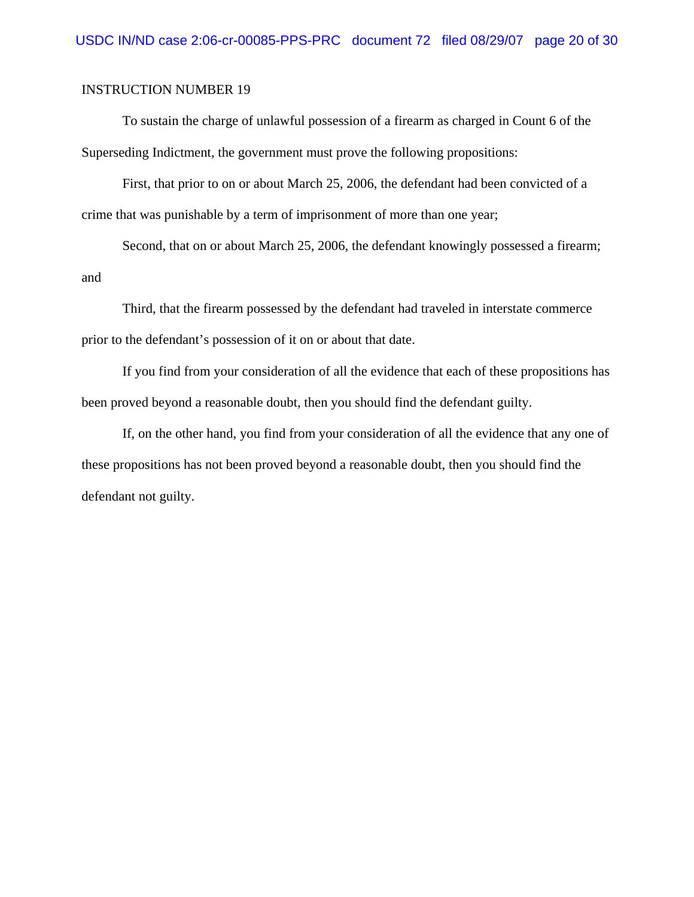INSTRUCTION NUMBER 19

To sustain the charge of unlawful possession of a firearm as charged in Count 6 of the Superseding Indictment, the government must prove the following propositions:

First, that prior to on or about March 25, 2006, the defendant had been convicted of a crime that was punishable by a term of imprisonment of more than one year;

Second, that on or about March 25, 2006, the defendant knowingly possessed a firearm; and

Third, that the firearm possessed by the defendant had traveled in interstate commerce prior to the defendant's possession of it on or about that date.

If you find from your consideration of all the evidence that each of these propositions has been proved beyond a reasonable doubt, then you should find the defendant guilty.

If, on the other hand, you find from your consideration of all the evidence that any one of these propositions has not been proved beyond a reasonable doubt, then you should find the defendant not guilty.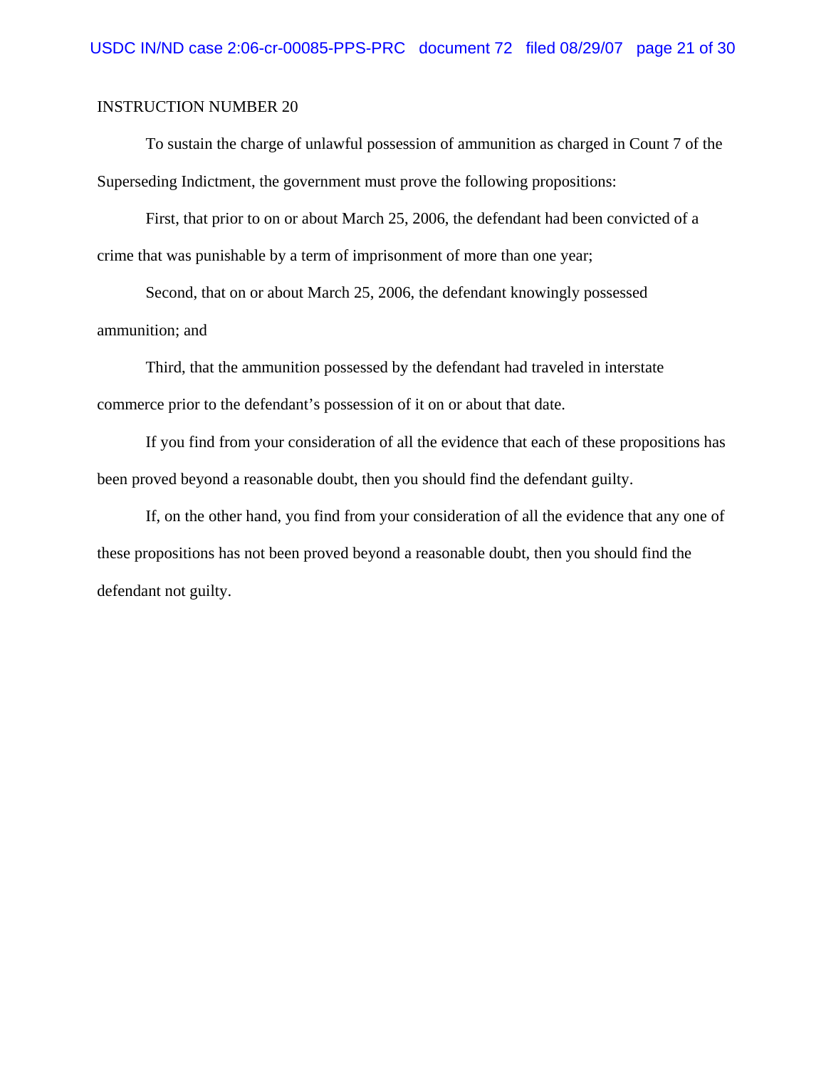INSTRUCTION NUMBER 20

To sustain the charge of unlawful possession of ammunition as charged in Count 7 of the Superseding Indictment, the government must prove the following propositions:

First, that prior to on or about March 25, 2006, the defendant had been convicted of a crime that was punishable by a term of imprisonment of more than one year;

Second, that on or about March 25, 2006, the defendant knowingly possessed ammunition; and

Third, that the ammunition possessed by the defendant had traveled in interstate commerce prior to the defendant's possession of it on or about that date.

If you find from your consideration of all the evidence that each of these propositions has been proved beyond a reasonable doubt, then you should find the defendant guilty.

If, on the other hand, you find from your consideration of all the evidence that any one of these propositions has not been proved beyond a reasonable doubt, then you should find the defendant not guilty.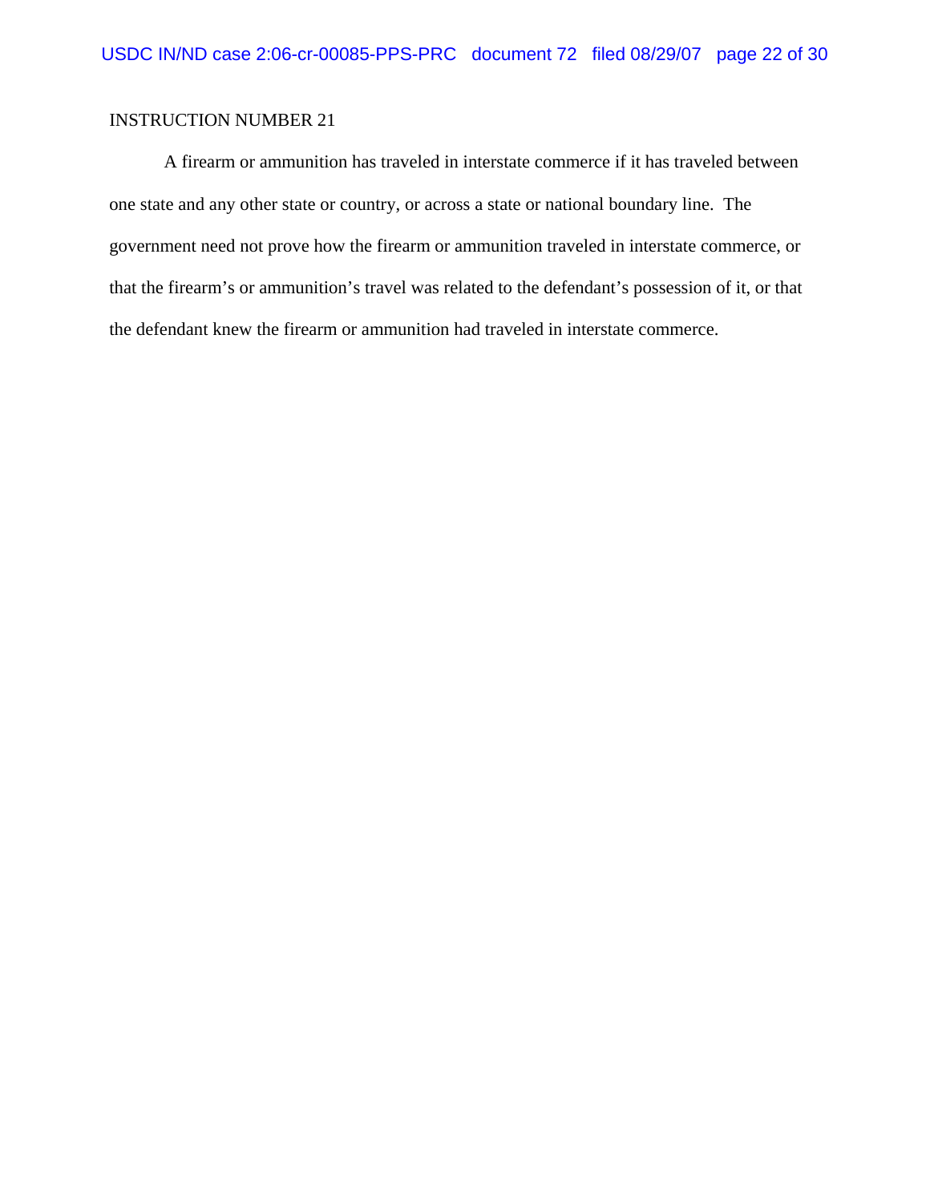INSTRUCTION NUMBER 21

A firearm or ammunition has traveled in interstate commerce if it has traveled between one state and any other state or country, or across a state or national boundary line. The government need not prove how the firearm or ammunition traveled in interstate commerce, or that the firearm's or ammunition's travel was related to the defendant's possession of it, or that the defendant knew the firearm or ammunition had traveled in interstate commerce.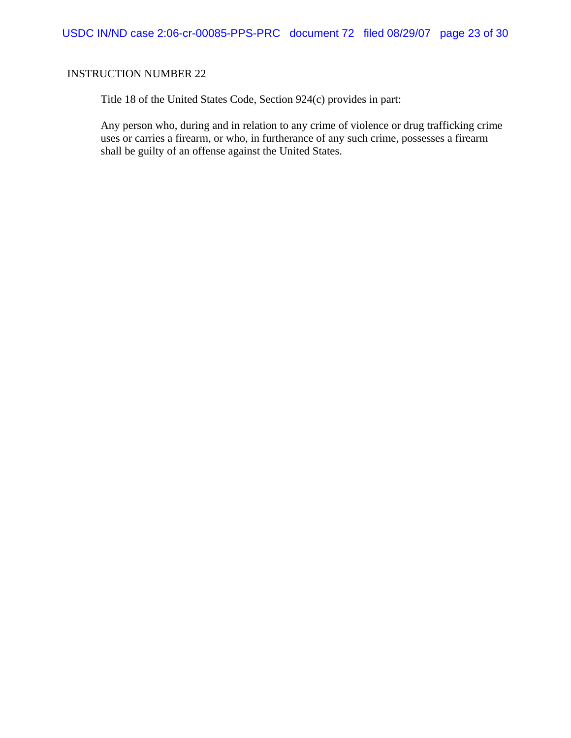INSTRUCTION NUMBER 22

Title 18 of the United States Code, Section 924(c) provides in part:

> Any person who, during and in relation to any crime of violence or drug trafficking crime uses or carries a firearm, or who, in furtherance of any such crime, possesses a firearm shall be guilty of an offense against the United States.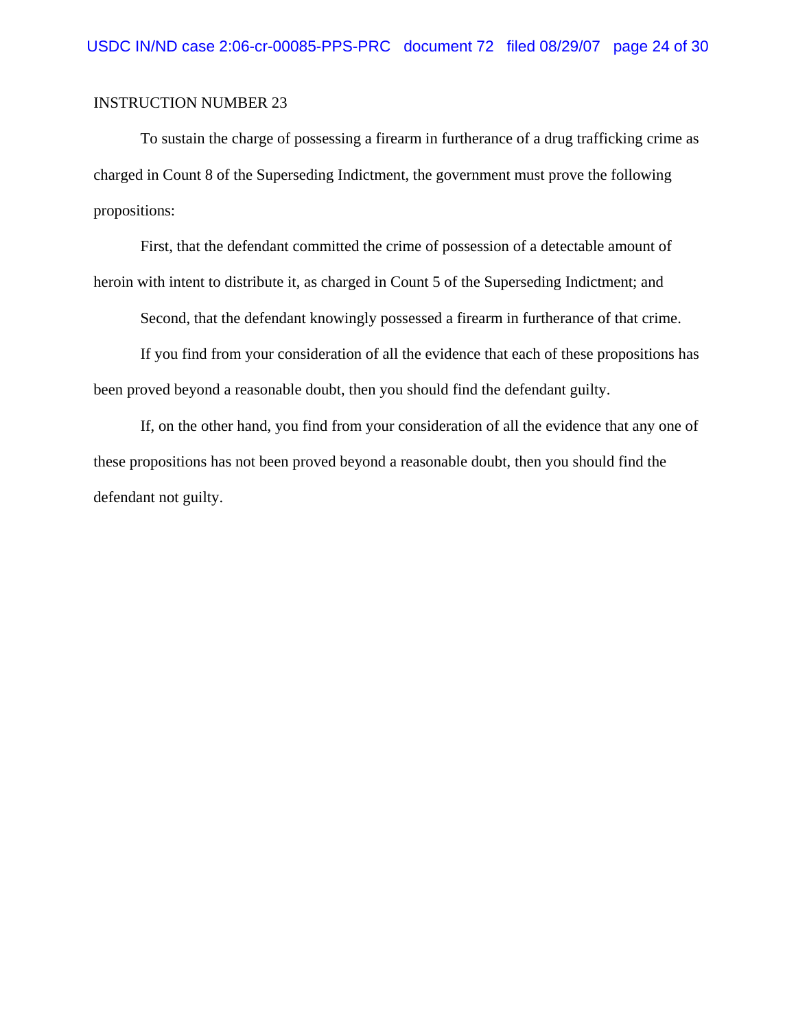INSTRUCTION NUMBER 23

To sustain the charge of possessing a firearm in furtherance of a drug trafficking crime as charged in Count 8 of the Superseding Indictment, the government must prove the following propositions:

First, that the defendant committed the crime of possession of a detectable amount of heroin with intent to distribute it, as charged in Count 5 of the Superseding Indictment; and

Second, that the defendant knowingly possessed a firearm in furtherance of that crime.

If you find from your consideration of all the evidence that each of these propositions has been proved beyond a reasonable doubt, then you should find the defendant guilty.

If, on the other hand, you find from your consideration of all the evidence that any one of these propositions has not been proved beyond a reasonable doubt, then you should find the defendant not guilty.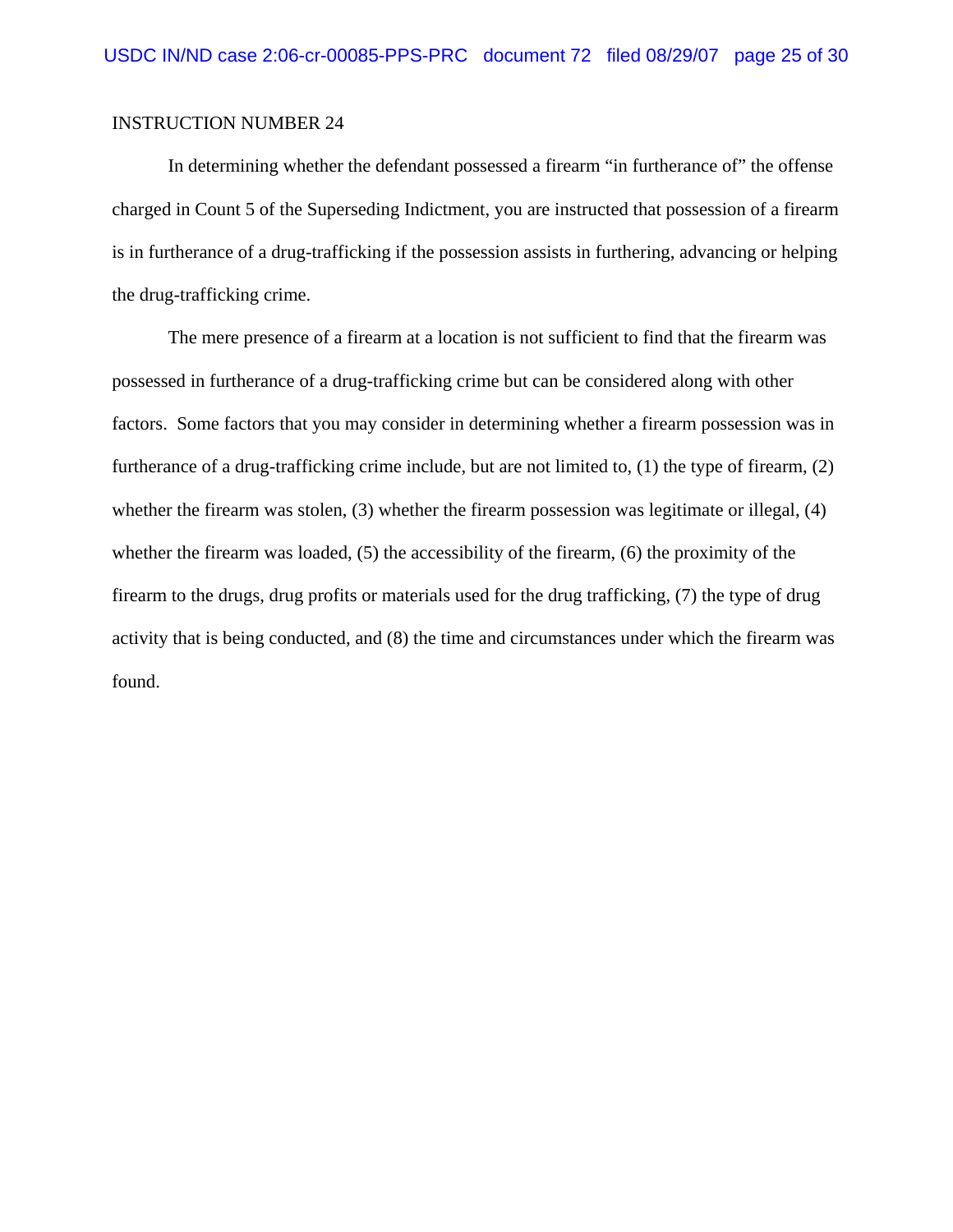INSTRUCTION NUMBER 24

In determining whether the defendant possessed a firearm "in furtherance of" the offense charged in Count 5 of the Superseding Indictment, you are instructed that possession of a firearm is in furtherance of a drug-trafficking if the possession assists in furthering, advancing or helping the drug-trafficking crime.

The mere presence of a firearm at a location is not sufficient to find that the firearm was possessed in furtherance of a drug-trafficking crime but can be considered along with other factors. Some factors that you may consider in determining whether a firearm possession was in furtherance of a drug-trafficking crime include, but are not limited to, (1) the type of firearm, (2) whether the firearm was stolen, (3) whether the firearm possession was legitimate or illegal, (4) whether the firearm was loaded, (5) the accessibility of the firearm, (6) the proximity of the firearm to the drugs, drug profits or materials used for the drug trafficking, (7) the type of drug activity that is being conducted, and (8) the time and circumstances under which the firearm was found.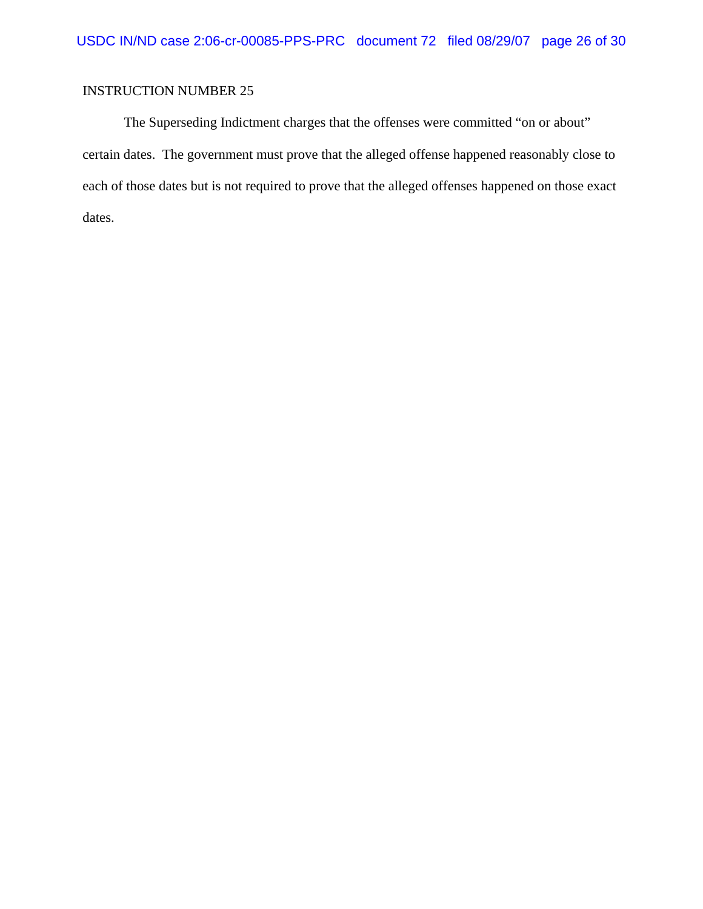INSTRUCTION NUMBER 25

The Superseding Indictment charges that the offenses were committed "on or about" certain dates. The government must prove that the alleged offense happened reasonably close to each of those dates but is not required to prove that the alleged offenses happened on those exact dates.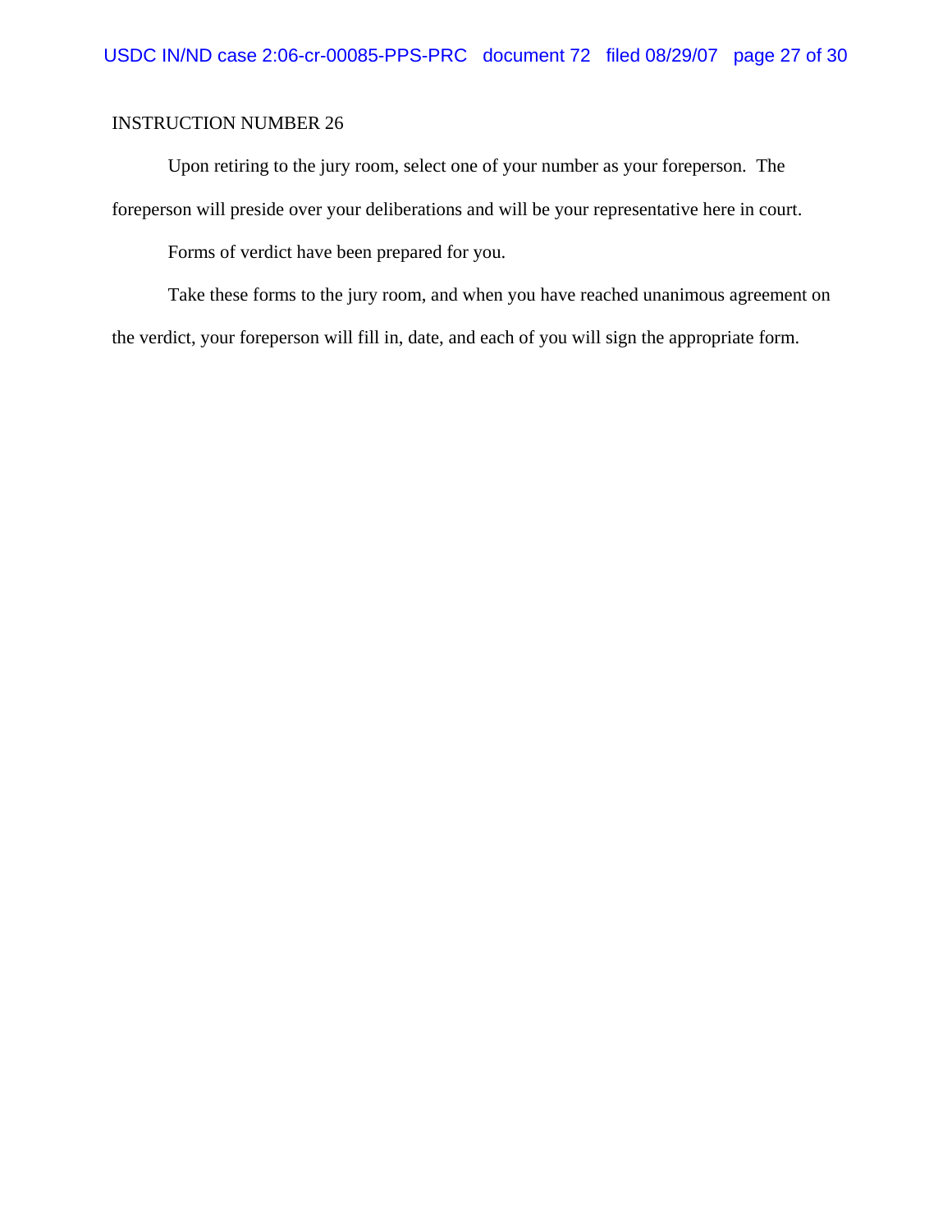INSTRUCTION NUMBER 26

Upon retiring to the jury room, select one of your number as your foreperson. The foreperson will preside over your deliberations and will be your representative here in court.

Forms of verdict have been prepared for you.

Take these forms to the jury room, and when you have reached unanimous agreement on the verdict, your foreperson will fill in, date, and each of you will sign the appropriate form.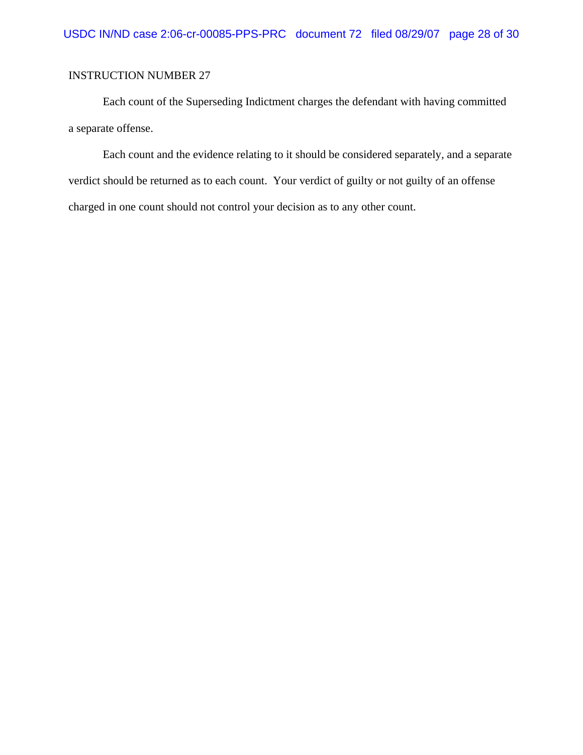INSTRUCTION NUMBER 27

Each count of the Superseding Indictment charges the defendant with having committed a separate offense.

Each count and the evidence relating to it should be considered separately, and a separate verdict should be returned as to each count. Your verdict of guilty or not guilty of an offense charged in one count should not control your decision as to any other count.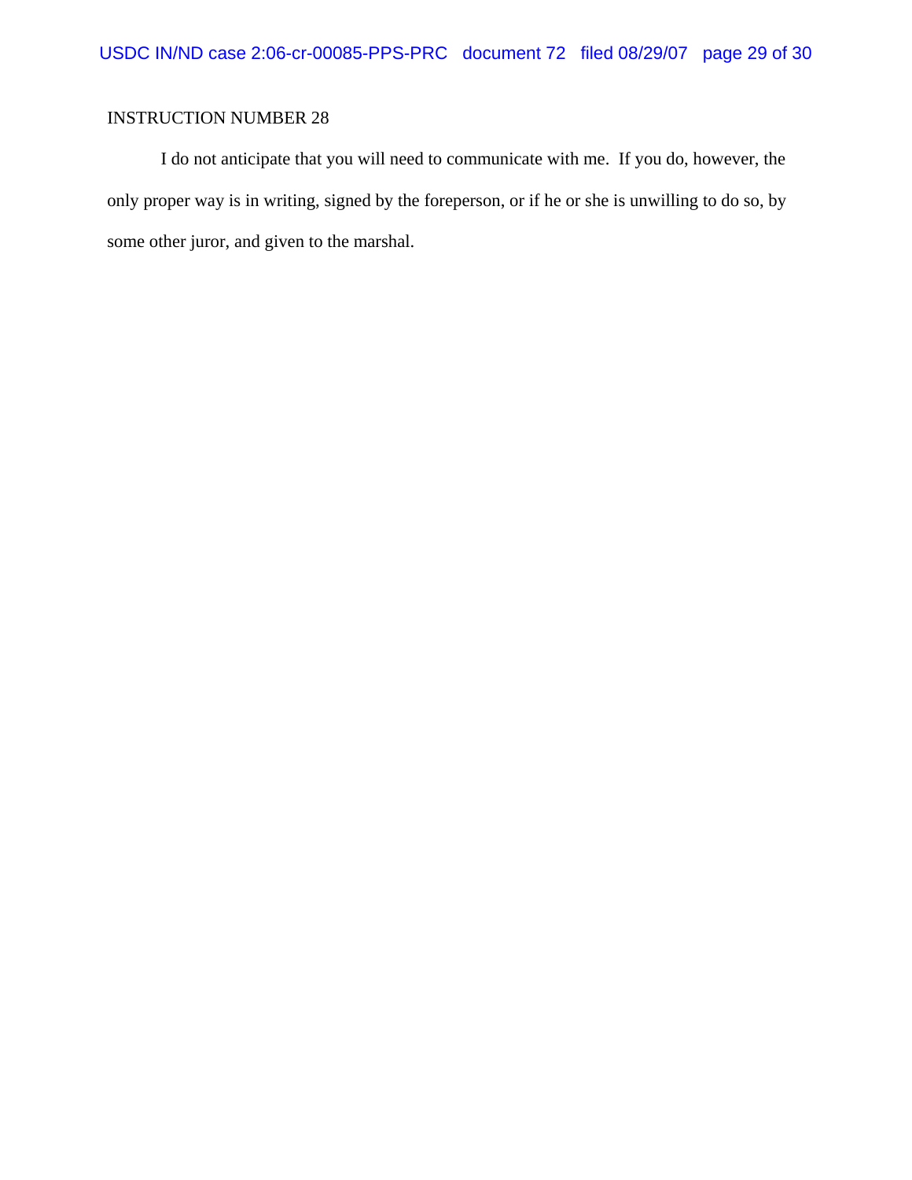INSTRUCTION NUMBER 28

I do not anticipate that you will need to communicate with me. If you do, however, the only proper way is in writing, signed by the foreperson, or if he or she is unwilling to do so, by some other juror, and given to the marshal.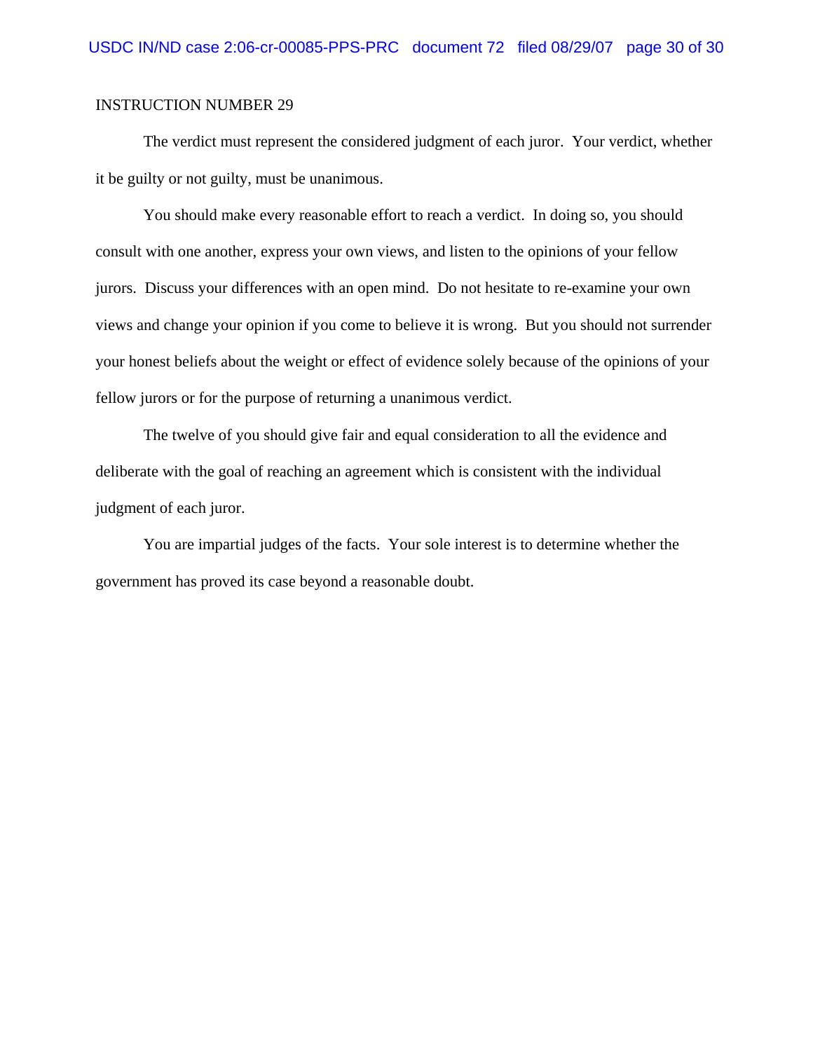INSTRUCTION NUMBER 29

The verdict must represent the considered judgment of each juror. Your verdict, whether it be guilty or not guilty, must be unanimous.

You should make every reasonable effort to reach a verdict. In doing so, you should consult with one another, express your own views, and listen to the opinions of your fellow jurors. Discuss your differences with an open mind. Do not hesitate to re-examine your own views and change your opinion if you come to believe it is wrong. But you should not surrender your honest beliefs about the weight or effect of evidence solely because of the opinions of your fellow jurors or for the purpose of returning a unanimous verdict.

The twelve of you should give fair and equal consideration to all the evidence and deliberate with the goal of reaching an agreement which is consistent with the individual judgment of each juror.

You are impartial judges of the facts. Your sole interest is to determine whether the government has proved its case beyond a reasonable doubt.